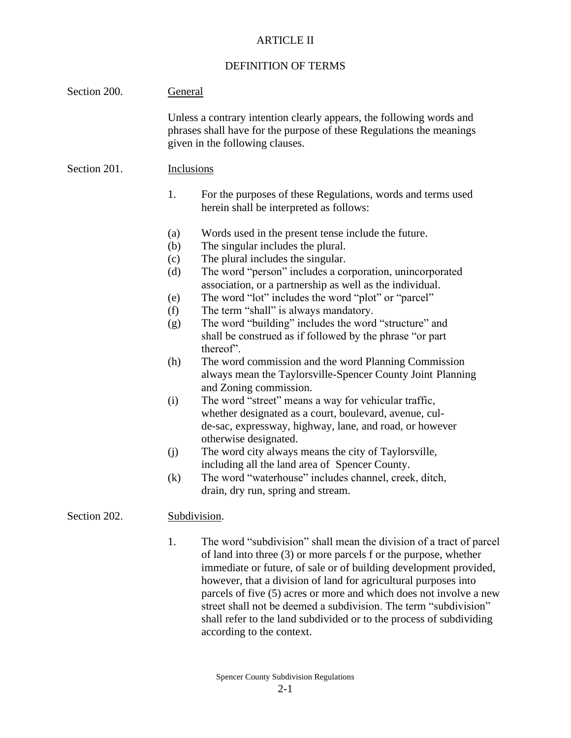# ARTICLE II

## DEFINITION OF TERMS

Section 200. General

Unless a contrary intention clearly appears, the following words and phrases shall have for the purpose of these Regulations the meanings given in the following clauses.

Section 201. Inclusions

1. For the purposes of these Regulations, words and terms used herein shall be interpreted as follows:

(a) Words used in the present tense include the future.
(b) The singular includes the plural.
(c) The plural includes the singular.
(d) The word "person" includes a corporation, unincorporated association, or a partnership as well as the individual.
(e) The word "lot" includes the word "plot" or "parcel"
(f) The term "shall" is always mandatory.
(g) The word "building" includes the word "structure" and shall be construed as if followed by the phrase "or part thereof".
(h) The word commission and the word Planning Commission always mean the Taylorsville-Spencer County Joint Planning and Zoning commission.
(i) The word "street" means a way for vehicular traffic, whether designated as a court, boulevard, avenue, cul-de-sac, expressway, highway, lane, and road, or however otherwise designated.
(j) The word city always means the city of Taylorsville, including all the land area of Spencer County.
(k) The word "waterhouse" includes channel, creek, ditch, drain, dry run, spring and stream.

Section 202. Subdivision.

1. The word "subdivision" shall mean the division of a tract of parcel of land into three (3) or more parcels f or the purpose, whether immediate or future, of sale or of building development provided, however, that a division of land for agricultural purposes into parcels of five (5) acres or more and which does not involve a new street shall not be deemed a subdivision. The term "subdivision" shall refer to the land subdivided or to the process of subdividing according to the context.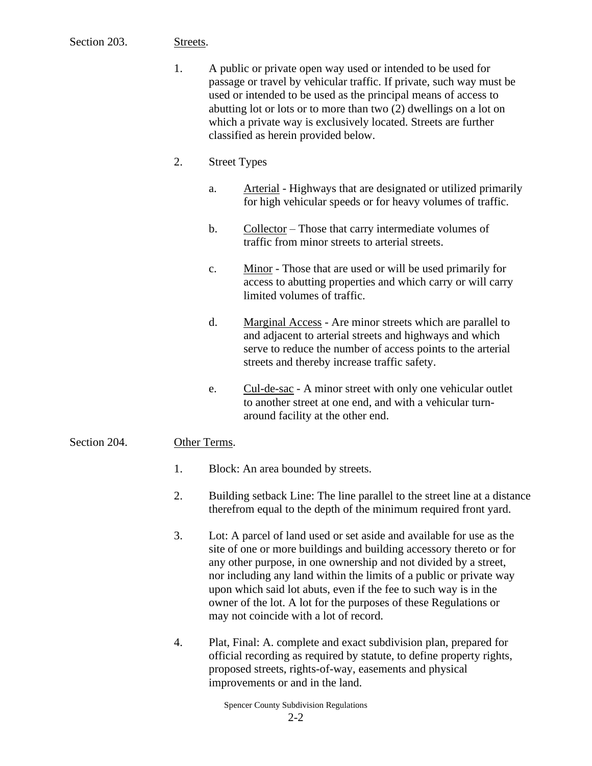Section 203. Streets.

1. A public or private open way used or intended to be used for passage or travel by vehicular traffic. If private, such way must be used or intended to be used as the principal means of access to abutting lot or lots or to more than two (2) dwellings on a lot on which a private way is exclusively located. Streets are further classified as herein provided below.

2. Street Types

   a. Arterial - Highways that are designated or utilized primarily for high vehicular speeds or for heavy volumes of traffic.

   b. Collector – Those that carry intermediate volumes of traffic from minor streets to arterial streets.

   c. Minor - Those that are used or will be used primarily for access to abutting properties and which carry or will carry limited volumes of traffic.

   d. Marginal Access - Are minor streets which are parallel to and adjacent to arterial streets and highways and which serve to reduce the number of access points to the arterial streets and thereby increase traffic safety.

   e. Cul-de-sac - A minor street with only one vehicular outlet to another street at one end, and with a vehicular turn-around facility at the other end.

Section 204. Other Terms.

1. Block: An area bounded by streets.

2. Building setback Line: The line parallel to the street line at a distance therefrom equal to the depth of the minimum required front yard.

3. Lot: A parcel of land used or set aside and available for use as the site of one or more buildings and building accessory thereto or for any other purpose, in one ownership and not divided by a street, nor including any land within the limits of a public or private way upon which said lot abuts, even if the fee to such way is in the owner of the lot. A lot for the purposes of these Regulations or may not coincide with a lot of record.

4. Plat, Final: A. complete and exact subdivision plan, prepared for official recording as required by statute, to define property rights, proposed streets, rights-of-way, easements and physical improvements or and in the land.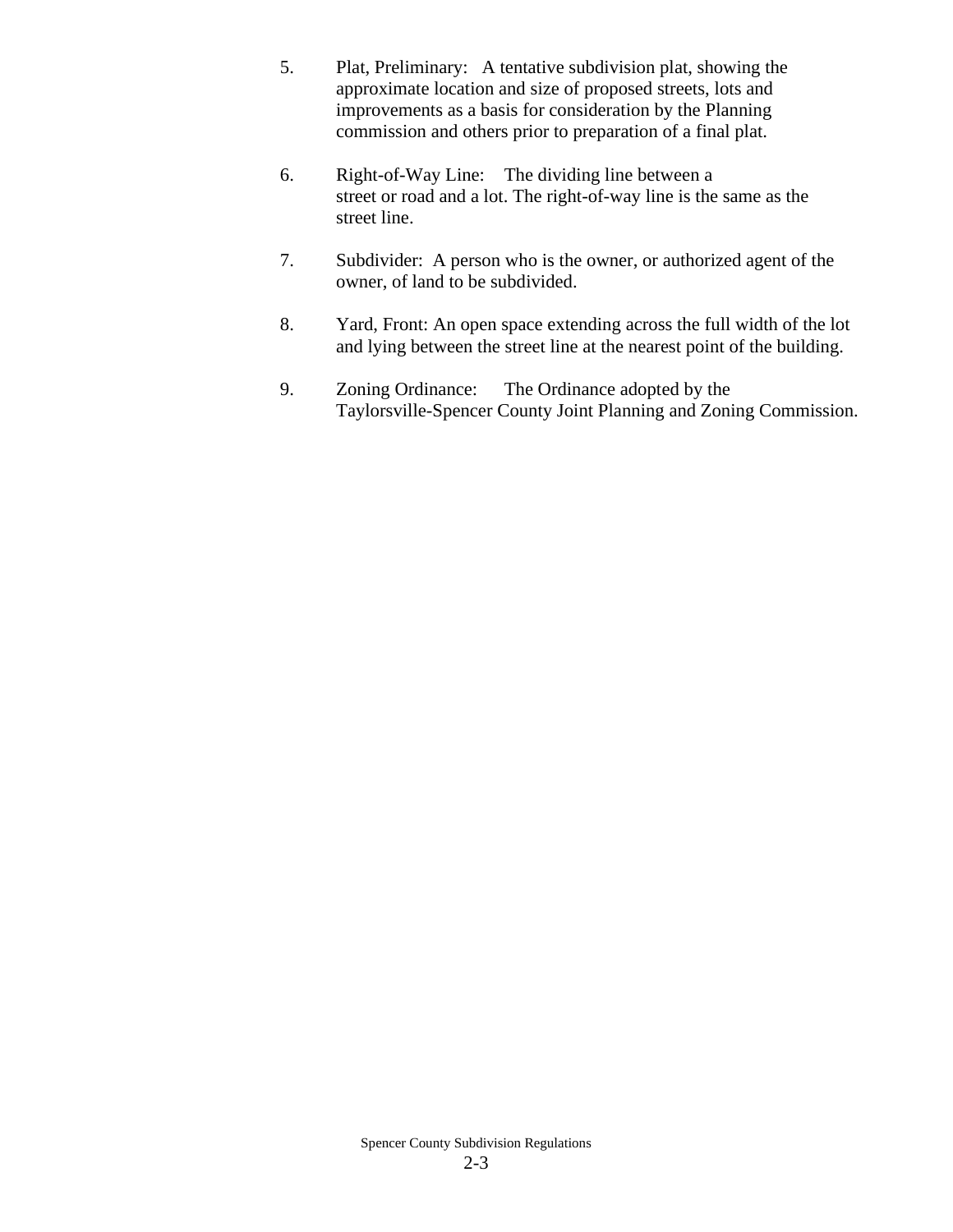5. Plat, Preliminary: A tentative subdivision plat, showing the approximate location and size of proposed streets, lots and improvements as a basis for consideration by the Planning commission and others prior to preparation of a final plat.

6. Right-of-Way Line: The dividing line between a street or road and a lot. The right-of-way line is the same as the street line.

7. Subdivider: A person who is the owner, or authorized agent of the owner, of land to be subdivided.

8. Yard, Front: An open space extending across the full width of the lot and lying between the street line at the nearest point of the building.

9. Zoning Ordinance: The Ordinance adopted by the Taylorsville-Spencer County Joint Planning and Zoning Commission.